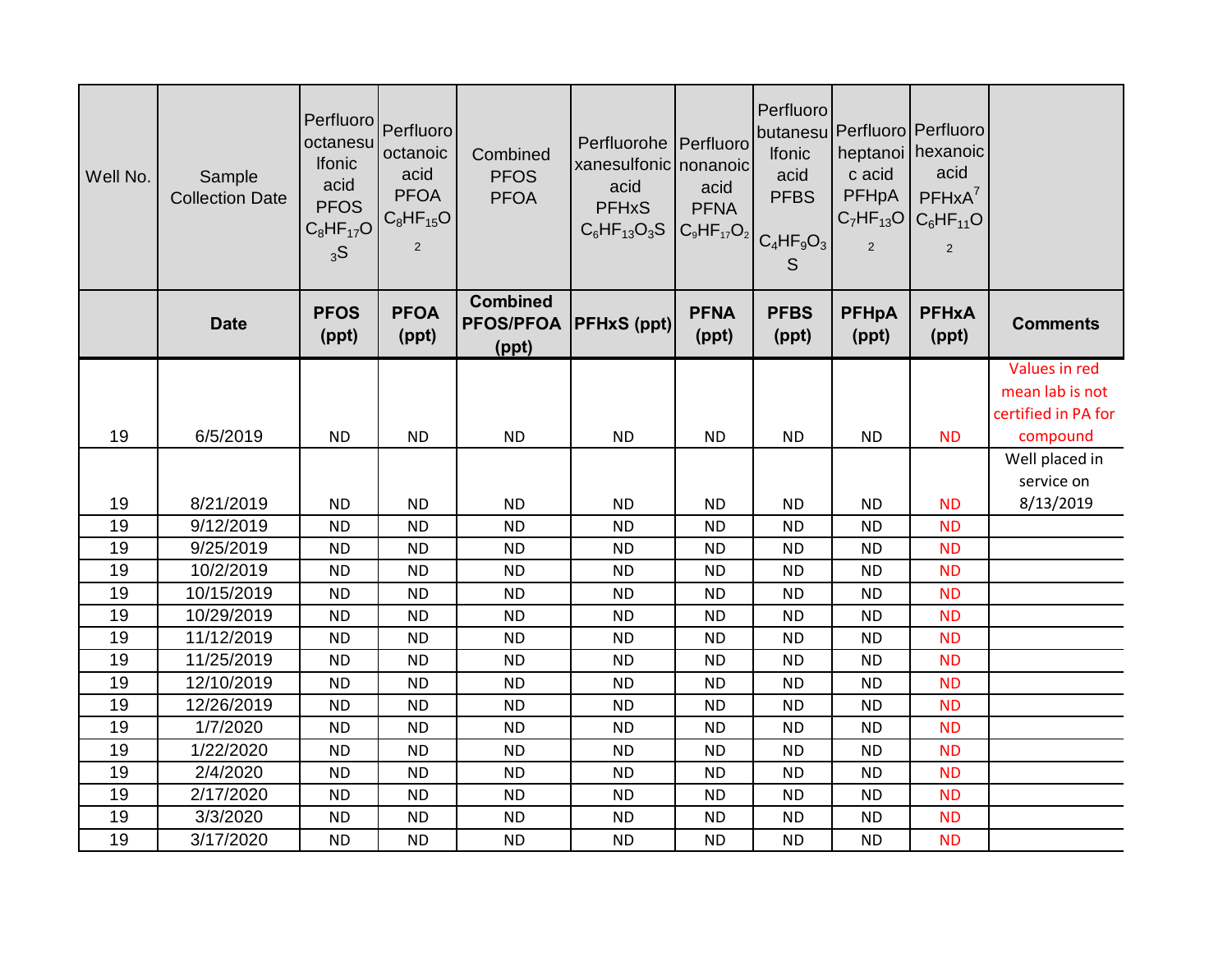| Well No. | Sample Collection Date | Perfluorooctanesulfonic acid PFOS $C_8HF_{17}O_3S$ | Perfluorooctanoic acid PFOA $C_8HF_{15}O_2$ | Combined PFOS PFOA | Perfluorohexanesulfonic acid PFHxS $C_6HF_{13}O_3S$ | Perfluorononanoic acid PFNA $C_9HF_{17}O_2$ | Perfluorobutanesulfonic acid PFBS $C_4HF_9O_3S$ | Perfluoroheptanoic acid PFHpA $C_7HF_{13}O_2$ | Perfluorohexanoic acid PFHxA[7] $C_6HF_{11}O_2$ | |
|---|---|---|---|---|---|---|---|---|---|---|
| | **Date** | **PFOS (ppt)** | **PFOA (ppt)** | **Combined PFOS/PFOA (ppt)** | **PFHxS (ppt)** | **PFNA (ppt)** | **PFBS (ppt)** | **PFHpA (ppt)** | **PFHxA (ppt)** | **Comments** |
| 19 | 6/5/2019 | ND | ND | ND | ND | ND | ND | ND | ND | Values in red mean lab is not certified in PA for compound |
| 19 | 8/21/2019 | ND | ND | ND | ND | ND | ND | ND | ND | Well placed in service on 8/13/2019 |
| 19 | 9/12/2019 | ND | ND | ND | ND | ND | ND | ND | ND | |
| 19 | 9/25/2019 | ND | ND | ND | ND | ND | ND | ND | ND | |
| 19 | 10/2/2019 | ND | ND | ND | ND | ND | ND | ND | ND | |
| 19 | 10/15/2019 | ND | ND | ND | ND | ND | ND | ND | ND | |
| 19 | 10/29/2019 | ND | ND | ND | ND | ND | ND | ND | ND | |
| 19 | 11/12/2019 | ND | ND | ND | ND | ND | ND | ND | ND | |
| 19 | 11/25/2019 | ND | ND | ND | ND | ND | ND | ND | ND | |
| 19 | 12/10/2019 | ND | ND | ND | ND | ND | ND | ND | ND | |
| 19 | 12/26/2019 | ND | ND | ND | ND | ND | ND | ND | ND | |
| 19 | 1/7/2020 | ND | ND | ND | ND | ND | ND | ND | ND | |
| 19 | 1/22/2020 | ND | ND | ND | ND | ND | ND | ND | ND | |
| 19 | 2/4/2020 | ND | ND | ND | ND | ND | ND | ND | ND | |
| 19 | 2/17/2020 | ND | ND | ND | ND | ND | ND | ND | ND | |
| 19 | 3/3/2020 | ND | ND | ND | ND | ND | ND | ND | ND | |
| 19 | 3/17/2020 | ND | ND | ND | ND | ND | ND | ND | ND | |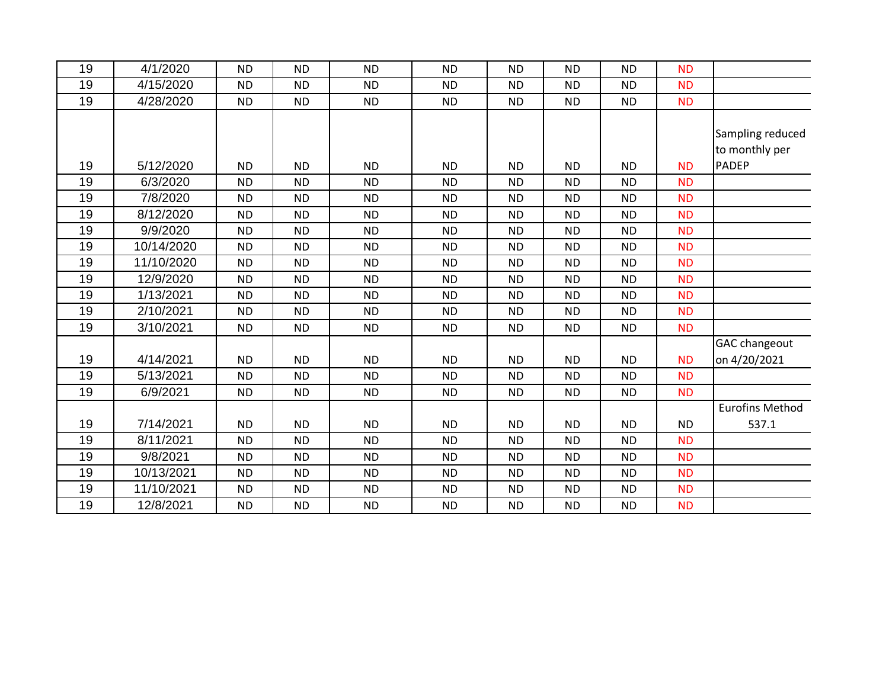| | | | | | | | | | | |
|---|---|---|---|---|---|---|---|---|---|---|
| 19 | 4/1/2020 | ND | ND | ND | ND | ND | ND | ND | ND | |
| 19 | 4/15/2020 | ND | ND | ND | ND | ND | ND | ND | ND | |
| 19 | 4/28/2020 | ND | ND | ND | ND | ND | ND | ND | ND | |
| 19 | 5/12/2020 | ND | ND | ND | ND | ND | ND | ND | ND | Sampling reduced to monthly per PADEP |
| 19 | 6/3/2020 | ND | ND | ND | ND | ND | ND | ND | ND | |
| 19 | 7/8/2020 | ND | ND | ND | ND | ND | ND | ND | ND | |
| 19 | 8/12/2020 | ND | ND | ND | ND | ND | ND | ND | ND | |
| 19 | 9/9/2020 | ND | ND | ND | ND | ND | ND | ND | ND | |
| 19 | 10/14/2020 | ND | ND | ND | ND | ND | ND | ND | ND | |
| 19 | 11/10/2020 | ND | ND | ND | ND | ND | ND | ND | ND | |
| 19 | 12/9/2020 | ND | ND | ND | ND | ND | ND | ND | ND | |
| 19 | 1/13/2021 | ND | ND | ND | ND | ND | ND | ND | ND | |
| 19 | 2/10/2021 | ND | ND | ND | ND | ND | ND | ND | ND | |
| 19 | 3/10/2021 | ND | ND | ND | ND | ND | ND | ND | ND | |
| 19 | 4/14/2021 | ND | ND | ND | ND | ND | ND | ND | ND | GAC changeout on 4/20/2021 |
| 19 | 5/13/2021 | ND | ND | ND | ND | ND | ND | ND | ND | |
| 19 | 6/9/2021 | ND | ND | ND | ND | ND | ND | ND | ND | |
| 19 | 7/14/2021 | ND | ND | ND | ND | ND | ND | ND | ND | Eurofins Method 537.1 |
| 19 | 8/11/2021 | ND | ND | ND | ND | ND | ND | ND | ND | |
| 19 | 9/8/2021 | ND | ND | ND | ND | ND | ND | ND | ND | |
| 19 | 10/13/2021 | ND | ND | ND | ND | ND | ND | ND | ND | |
| 19 | 11/10/2021 | ND | ND | ND | ND | ND | ND | ND | ND | |
| 19 | 12/8/2021 | ND | ND | ND | ND | ND | ND | ND | ND | |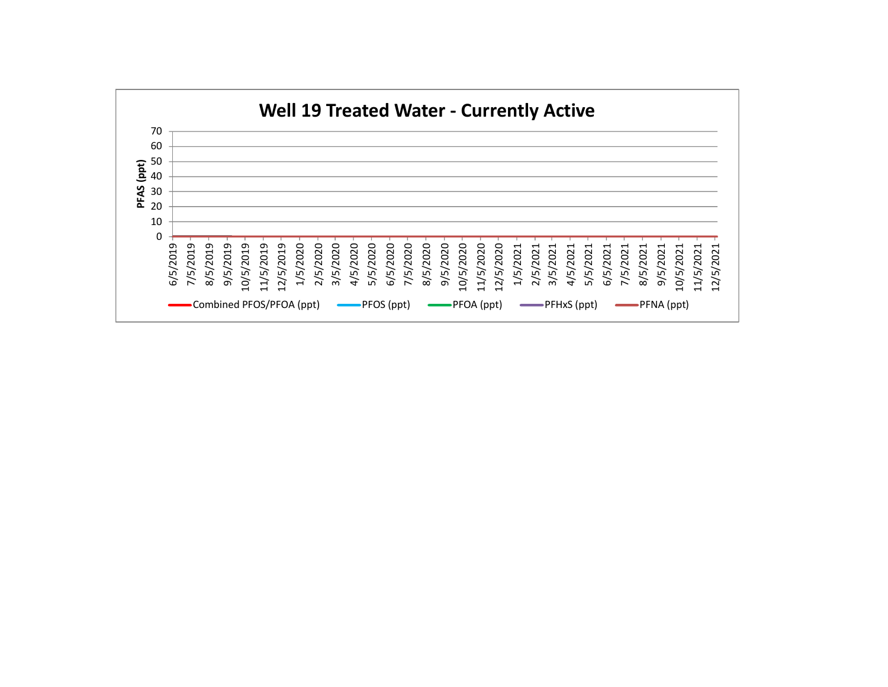# Well 19 Treated Water - Currently Active

PFAS (ppt)

70
60
50
40
30
20
10
0

6/5/2019
7/5/2019
8/5/2019
9/5/2019
10/5/2019
11/5/2019
12/5/2019
1/5/2020
2/5/2020
3/5/2020
4/5/2020
5/5/2020
6/5/2020
7/5/2020
8/5/2020
9/5/2020
10/5/2020
11/5/2020
12/5/2020
1/5/2021
2/5/2021
3/5/2021
4/5/2021
5/5/2021
6/5/2021
7/5/2021
8/5/2021
9/5/2021
10/5/2021
11/5/2021
12/5/2021

Combined PFOS/PFOA (ppt)
PFOS (ppt)
PFOA (ppt)
PFHxS (ppt)
PFNA (ppt)